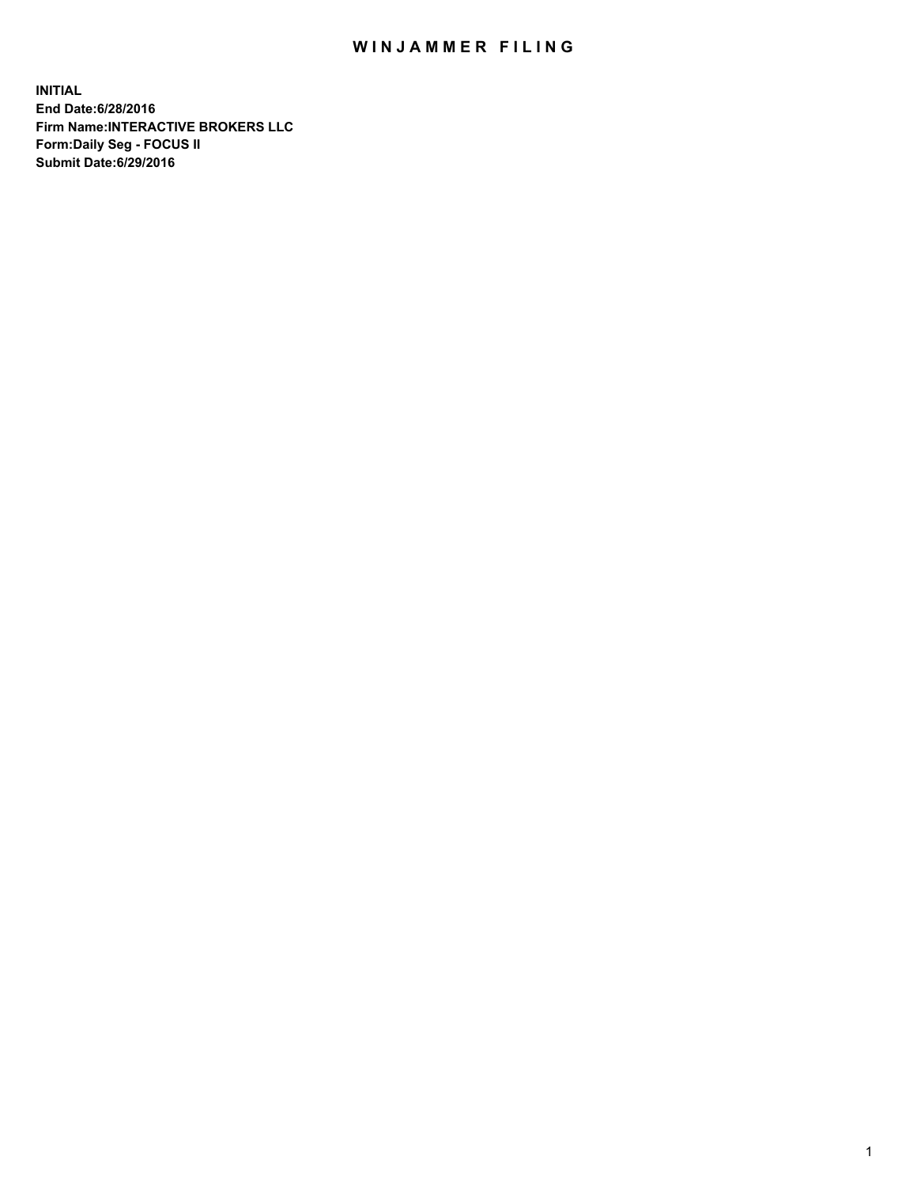# WINJAMMER FILING

**INITIAL**
**End Date:6/28/2016**
**Firm Name:INTERACTIVE BROKERS LLC**
**Form:Daily Seg - FOCUS II**
**Submit Date:6/29/2016**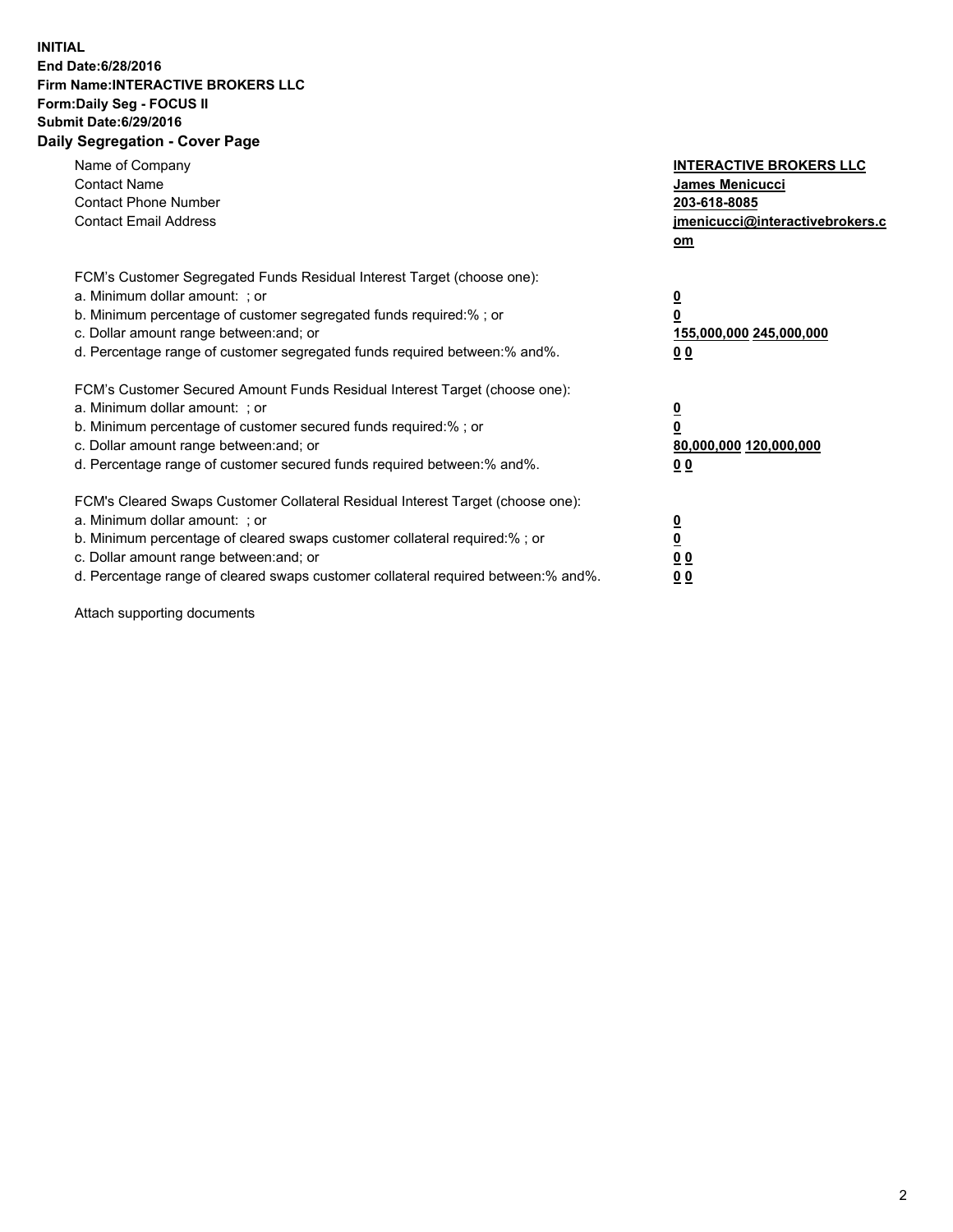**INITIAL**
**End Date:6/28/2016**
**Firm Name:INTERACTIVE BROKERS LLC**
**Form:Daily Seg - FOCUS II**
**Submit Date:6/29/2016**
**Daily Segregation - Cover Page**

| | |
|---|---|
| Name of Company | **INTERACTIVE BROKERS LLC** |
| Contact Name | **James Menicucci** |
| Contact Phone Number | **203-618-8085** |
| Contact Email Address | **jmenicucci@interactivebrokers.com** |

FCM's Customer Segregated Funds Residual Interest Target (choose one):

| | |
|---|---|
| a. Minimum dollar amount: ; or | **0** |
| b. Minimum percentage of customer segregated funds required:% ; or | **0** |
| c. Dollar amount range between:and; or | **155,000,000 245,000,000** |
| d. Percentage range of customer segregated funds required between:% and%. | **0 0** |

FCM's Customer Secured Amount Funds Residual Interest Target (choose one):

| | |
|---|---|
| a. Minimum dollar amount: ; or | **0** |
| b. Minimum percentage of customer secured funds required:% ; or | **0** |
| c. Dollar amount range between:and; or | **80,000,000 120,000,000** |
| d. Percentage range of customer secured funds required between:% and%. | **0 0** |

FCM's Cleared Swaps Customer Collateral Residual Interest Target (choose one):

| | |
|---|---|
| a. Minimum dollar amount: ; or | **0** |
| b. Minimum percentage of cleared swaps customer collateral required:% ; or | **0** |
| c. Dollar amount range between:and; or | **0 0** |
| d. Percentage range of cleared swaps customer collateral required between:% and%. | **0 0** |

Attach supporting documents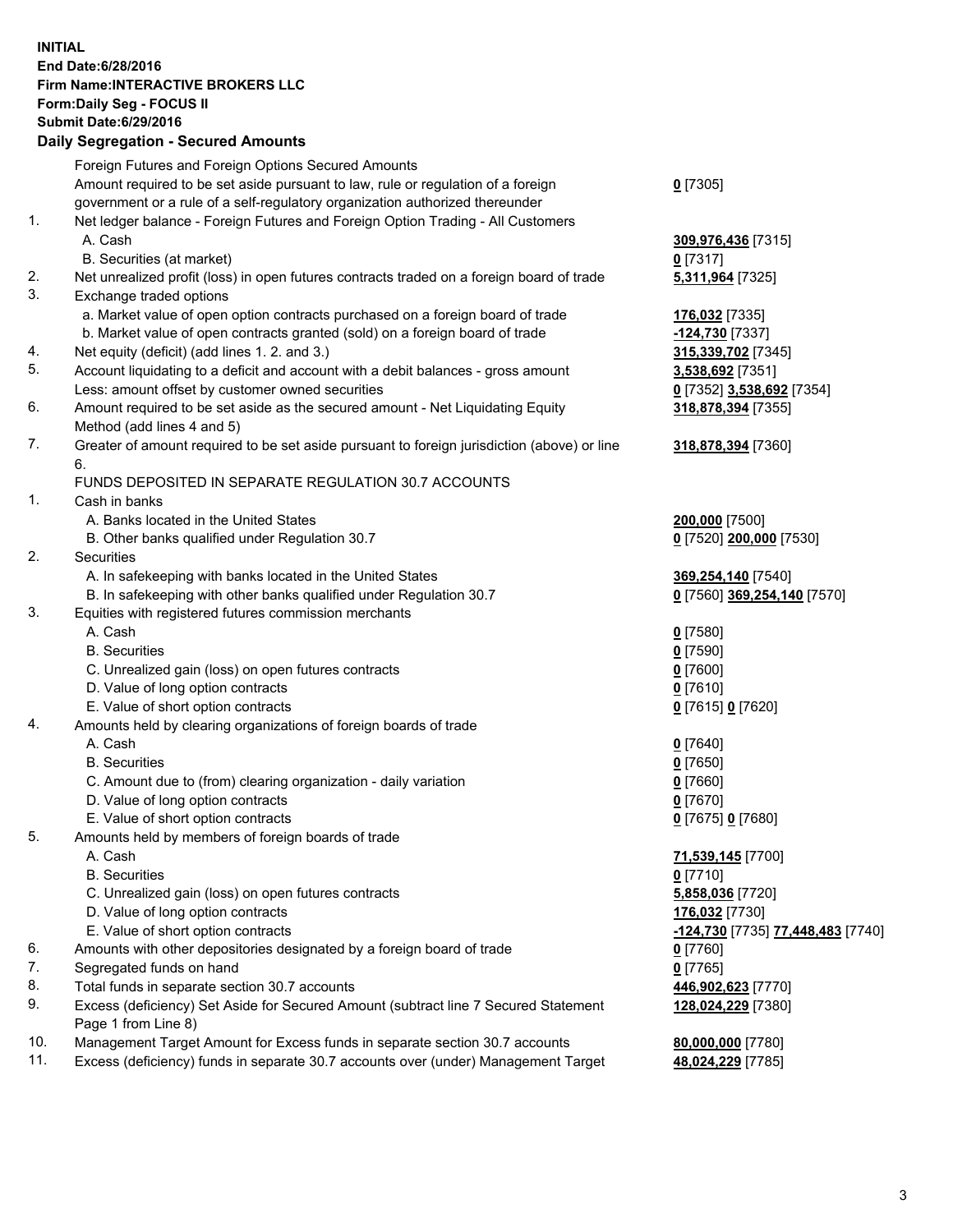**INITIAL**
**End Date:6/28/2016**
**Firm Name:INTERACTIVE BROKERS LLC**
**Form:Daily Seg - FOCUS II**
**Submit Date:6/29/2016**

## Daily Segregation - Secured Amounts

| | | |
|---|---|---|
| | Foreign Futures and Foreign Options Secured Amounts | |
| | Amount required to be set aside pursuant to law, rule or regulation of a foreign government or a rule of a self-regulatory organization authorized thereunder | **0** [7305] |
| 1. | Net ledger balance - Foreign Futures and Foreign Option Trading - All Customers | |
| | A. Cash | **309,976,436** [7315] |
| | B. Securities (at market) | **0** [7317] |
| 2. | Net unrealized profit (loss) in open futures contracts traded on a foreign board of trade | **5,311,964** [7325] |
| 3. | Exchange traded options | |
| | a. Market value of open option contracts purchased on a foreign board of trade | **176,032** [7335] |
| | b. Market value of open contracts granted (sold) on a foreign board of trade | **-124,730** [7337] |
| 4. | Net equity (deficit) (add lines 1. 2. and 3.) | **315,339,702** [7345] |
| 5. | Account liquidating to a deficit and account with a debit balances - gross amount | **3,538,692** [7351] |
| | Less: amount offset by customer owned securities | **0** [7352] **3,538,692** [7354] |
| 6. | Amount required to be set aside as the secured amount - Net Liquidating Equity Method (add lines 4 and 5) | **318,878,394** [7355] |
| 7. | Greater of amount required to be set aside pursuant to foreign jurisdiction (above) or line 6. | **318,878,394** [7360] |
| | FUNDS DEPOSITED IN SEPARATE REGULATION 30.7 ACCOUNTS | |
| 1. | Cash in banks | |
| | A. Banks located in the United States | **200,000** [7500] |
| | B. Other banks qualified under Regulation 30.7 | **0** [7520] **200,000** [7530] |
| 2. | Securities | |
| | A. In safekeeping with banks located in the United States | **369,254,140** [7540] |
| | B. In safekeeping with other banks qualified under Regulation 30.7 | **0** [7560] **369,254,140** [7570] |
| 3. | Equities with registered futures commission merchants | |
| | A. Cash | **0** [7580] |
| | B. Securities | **0** [7590] |
| | C. Unrealized gain (loss) on open futures contracts | **0** [7600] |
| | D. Value of long option contracts | **0** [7610] |
| | E. Value of short option contracts | **0** [7615] **0** [7620] |
| 4. | Amounts held by clearing organizations of foreign boards of trade | |
| | A. Cash | **0** [7640] |
| | B. Securities | **0** [7650] |
| | C. Amount due to (from) clearing organization - daily variation | **0** [7660] |
| | D. Value of long option contracts | **0** [7670] |
| | E. Value of short option contracts | **0** [7675] **0** [7680] |
| 5. | Amounts held by members of foreign boards of trade | |
| | A. Cash | **71,539,145** [7700] |
| | B. Securities | **0** [7710] |
| | C. Unrealized gain (loss) on open futures contracts | **5,858,036** [7720] |
| | D. Value of long option contracts | **176,032** [7730] |
| | E. Value of short option contracts | **-124,730** [7735] **77,448,483** [7740] |
| 6. | Amounts with other depositories designated by a foreign board of trade | **0** [7760] |
| 7. | Segregated funds on hand | **0** [7765] |
| 8. | Total funds in separate section 30.7 accounts | **446,902,623** [7770] |
| 9. | Excess (deficiency) Set Aside for Secured Amount (subtract line 7 Secured Statement Page 1 from Line 8) | **128,024,229** [7380] |
| 10. | Management Target Amount for Excess funds in separate section 30.7 accounts | **80,000,000** [7780] |
| 11. | Excess (deficiency) funds in separate 30.7 accounts over (under) Management Target | **48,024,229** [7785] |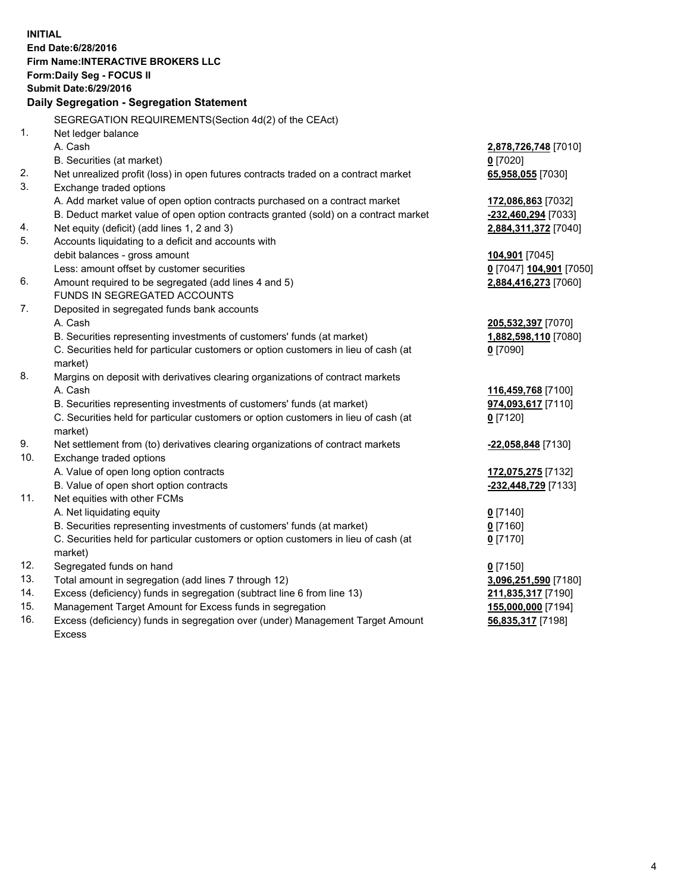**INITIAL**
**End Date:6/28/2016**
**Firm Name:INTERACTIVE BROKERS LLC**
**Form:Daily Seg - FOCUS II**
**Submit Date:6/29/2016**

## Daily Segregation - Segregation Statement

| | | |
|---|---|---|
| | SEGREGATION REQUIREMENTS(Section 4d(2) of the CEAct) | |
| 1. | Net ledger balance | |
| | A. Cash | **2,878,726,748** [7010] |
| | B. Securities (at market) | **0** [7020] |
| 2. | Net unrealized profit (loss) in open futures contracts traded on a contract market | **65,958,055** [7030] |
| 3. | Exchange traded options | |
| | A. Add market value of open option contracts purchased on a contract market | **172,086,863** [7032] |
| | B. Deduct market value of open option contracts granted (sold) on a contract market | **-232,460,294** [7033] |
| 4. | Net equity (deficit) (add lines 1, 2 and 3) | **2,884,311,372** [7040] |
| 5. | Accounts liquidating to a deficit and accounts with | |
| | debit balances - gross amount | **104,901** [7045] |
| | Less: amount offset by customer securities | **0** [7047] **104,901** [7050] |
| 6. | Amount required to be segregated (add lines 4 and 5) | **2,884,416,273** [7060] |
| | FUNDS IN SEGREGATED ACCOUNTS | |
| 7. | Deposited in segregated funds bank accounts | |
| | A. Cash | **205,532,397** [7070] |
| | B. Securities representing investments of customers' funds (at market) | **1,882,598,110** [7080] |
| | C. Securities held for particular customers or option customers in lieu of cash (at market) | **0** [7090] |
| 8. | Margins on deposit with derivatives clearing organizations of contract markets | |
| | A. Cash | **116,459,768** [7100] |
| | B. Securities representing investments of customers' funds (at market) | **974,093,617** [7110] |
| | C. Securities held for particular customers or option customers in lieu of cash (at market) | **0** [7120] |
| 9. | Net settlement from (to) derivatives clearing organizations of contract markets | **-22,058,848** [7130] |
| 10. | Exchange traded options | |
| | A. Value of open long option contracts | **172,075,275** [7132] |
| | B. Value of open short option contracts | **-232,448,729** [7133] |
| 11. | Net equities with other FCMs | |
| | A. Net liquidating equity | **0** [7140] |
| | B. Securities representing investments of customers' funds (at market) | **0** [7160] |
| | C. Securities held for particular customers or option customers in lieu of cash (at market) | **0** [7170] |
| 12. | Segregated funds on hand | **0** [7150] |
| 13. | Total amount in segregation (add lines 7 through 12) | **3,096,251,590** [7180] |
| 14. | Excess (deficiency) funds in segregation (subtract line 6 from line 13) | **211,835,317** [7190] |
| 15. | Management Target Amount for Excess funds in segregation | **155,000,000** [7194] |
| 16. | Excess (deficiency) funds in segregation over (under) Management Target Amount Excess | **56,835,317** [7198] |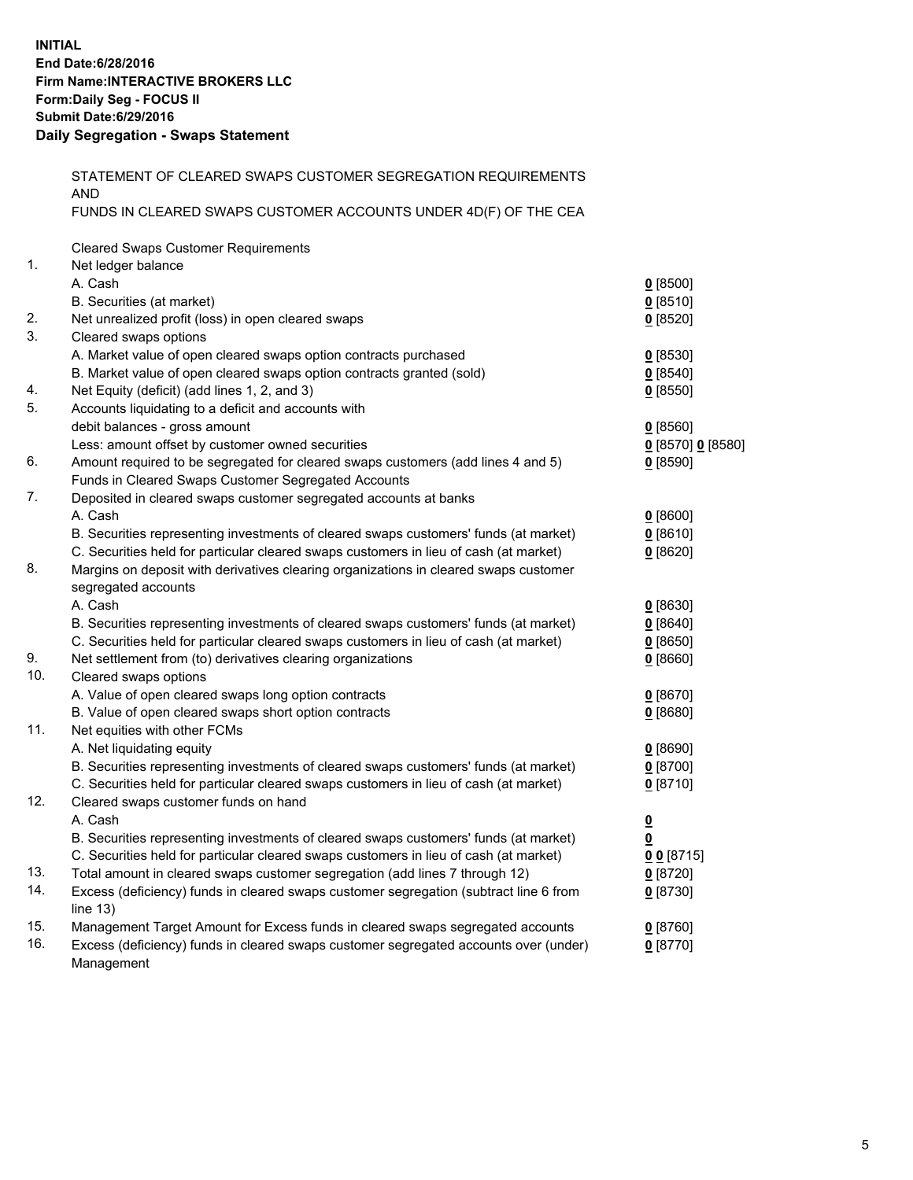**INITIAL**
**End Date:6/28/2016**
**Firm Name:INTERACTIVE BROKERS LLC**
**Form:Daily Seg - FOCUS II**
**Submit Date:6/29/2016**
**Daily Segregation - Swaps Statement**

STATEMENT OF CLEARED SWAPS CUSTOMER SEGREGATION REQUIREMENTS
AND
FUNDS IN CLEARED SWAPS CUSTOMER ACCOUNTS UNDER 4D(F) OF THE CEA

| | | |
|---|---|---|
| | Cleared Swaps Customer Requirements | |
| 1. | Net ledger balance | |
| | A. Cash | 0 [8500] |
| | B. Securities (at market) | 0 [8510] |
| 2. | Net unrealized profit (loss) in open cleared swaps | 0 [8520] |
| 3. | Cleared swaps options | |
| | A. Market value of open cleared swaps option contracts purchased | 0 [8530] |
| | B. Market value of open cleared swaps option contracts granted (sold) | 0 [8540] |
| 4. | Net Equity (deficit) (add lines 1, 2, and 3) | 0 [8550] |
| 5. | Accounts liquidating to a deficit and accounts with | |
| | debit balances - gross amount | 0 [8560] |
| | Less: amount offset by customer owned securities | 0 [8570] 0 [8580] |
| 6. | Amount required to be segregated for cleared swaps customers (add lines 4 and 5) | 0 [8590] |
| | Funds in Cleared Swaps Customer Segregated Accounts | |
| 7. | Deposited in cleared swaps customer segregated accounts at banks | |
| | A. Cash | 0 [8600] |
| | B. Securities representing investments of cleared swaps customers' funds (at market) | 0 [8610] |
| | C. Securities held for particular cleared swaps customers in lieu of cash (at market) | 0 [8620] |
| 8. | Margins on deposit with derivatives clearing organizations in cleared swaps customer segregated accounts | |
| | A. Cash | 0 [8630] |
| | B. Securities representing investments of cleared swaps customers' funds (at market) | 0 [8640] |
| | C. Securities held for particular cleared swaps customers in lieu of cash (at market) | 0 [8650] |
| 9. | Net settlement from (to) derivatives clearing organizations | 0 [8660] |
| 10. | Cleared swaps options | |
| | A. Value of open cleared swaps long option contracts | 0 [8670] |
| | B. Value of open cleared swaps short option contracts | 0 [8680] |
| 11. | Net equities with other FCMs | |
| | A. Net liquidating equity | 0 [8690] |
| | B. Securities representing investments of cleared swaps customers' funds (at market) | 0 [8700] |
| | C. Securities held for particular cleared swaps customers in lieu of cash (at market) | 0 [8710] |
| 12. | Cleared swaps customer funds on hand | |
| | A. Cash | 0 |
| | B. Securities representing investments of cleared swaps customers' funds (at market) | 0 |
| | C. Securities held for particular cleared swaps customers in lieu of cash (at market) | 0 0 [8715] |
| 13. | Total amount in cleared swaps customer segregation (add lines 7 through 12) | 0 [8720] |
| 14. | Excess (deficiency) funds in cleared swaps customer segregation (subtract line 6 from line 13) | 0 [8730] |
| 15. | Management Target Amount for Excess funds in cleared swaps segregated accounts | 0 [8760] |
| 16. | Excess (deficiency) funds in cleared swaps customer segregated accounts over (under) Management | 0 [8770] |